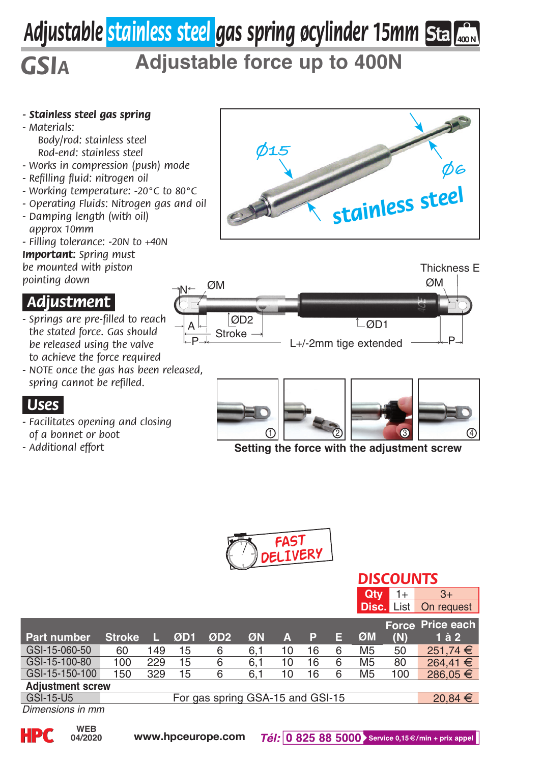# Adjustable stainless steel gas spring øcylinder 15mm

## GSIA — Adjustable force up to 400N

- ***Stainless steel gas spring***
- *Materials:*
  - *Body/rod: stainless steel*
  - *Rod-end: stainless steel*
- *Works in compression (push) mode*
- *Refilling fluid: nitrogen oil*
- *Working temperature: -20°C to 80°C*
- *Operating Fluids: Nitrogen gas and oil*
- *Damping length (with oil) approx 10mm*
- *Filling tolerance: -20N to +40N*

***Important:*** *Spring must be mounted with piston pointing down*

## Adjustment

- *Springs are pre-filled to reach the stated force. Gas should be released using the valve to achieve the force required*
- *NOTE once the gas has been released, spring cannot be refilled.*

## Uses

- *Facilitates opening and closing of a bonnet or boot*
- *Additional effort*

Setting the force with the adjustment screw

FAST DELIVERY

### DISCOUNTS

| Qty | 1+ | 3+ |
|---|---|---|
| Disc. | List | On request |

| Part number | Stroke | L | ØD1 | ØD2 | ØN | A | P | E | ØM | Force (N) | Price each 1 à 2 |
|---|---|---|---|---|---|---|---|---|---|---|---|
| GSI-15-060-50 | 60 | 149 | 15 | 6 | 6,1 | 10 | 16 | 6 | M5 | 50 | 251,74 € |
| GSI-15-100-80 | 100 | 229 | 15 | 6 | 6,1 | 10 | 16 | 6 | M5 | 80 | 264,41 € |
| GSI-15-150-100 | 150 | 329 | 15 | 6 | 6,1 | 10 | 16 | 6 | M5 | 100 | 286,05 € |
| **Adjustment screw** | | | | | | | | | | | |
| GSI-15-U5 | For gas spring GSA-15 and GSI-15 | | | | | | | | | | 20,84 € |

*Dimensions in mm*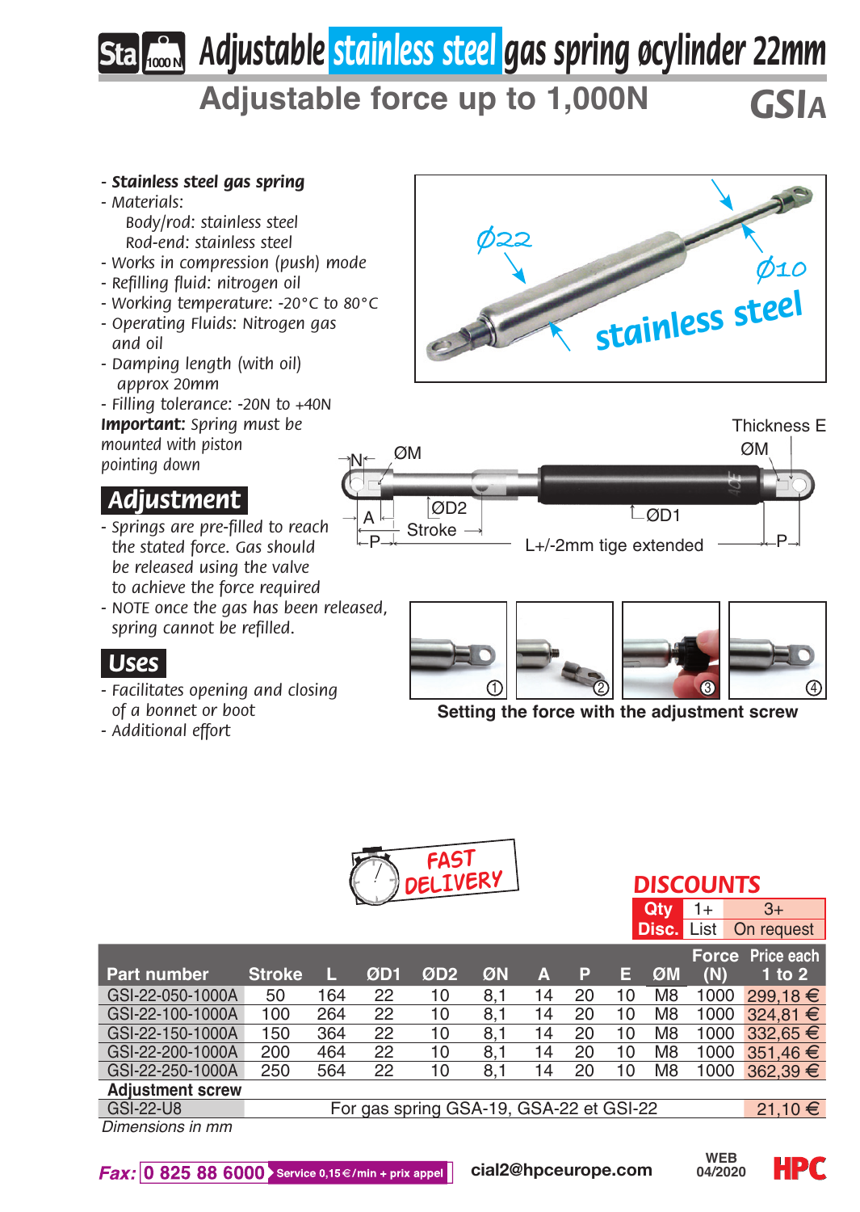# Adjustable stainless steel gas spring øcylinder 22mm

## Adjustable force up to 1,000N

**GSIA**

- ***Stainless steel gas spring***
- *Materials:*
  - *Body/rod: stainless steel*
  - *Rod-end: stainless steel*
- *Works in compression (push) mode*
- *Refilling fluid: nitrogen oil*
- *Working temperature: -20°C to 80°C*
- *Operating Fluids: Nitrogen gas and oil*
- *Damping length (with oil) approx 20mm*
- *Filling tolerance: -20N to +40N*

***Important:*** *Spring must be mounted with piston pointing down*

## Adjustment

- *Springs are pre-filled to reach the stated force. Gas should be released using the valve to achieve the force required*
- *NOTE once the gas has been released, spring cannot be refilled.*

## Uses

- *Facilitates opening and closing of a bonnet or boot*
- *Additional effort*

Thickness E, ØM, N, A, ØD2, Stroke, ØD1, L+/-2mm tige extended, P

Setting the force with the adjustment screw

FAST DELIVERY

**DISCOUNTS**

| Qty | 1+ | 3+ |
|---|---|---|
| Disc. | List | On request |

| Part number | Stroke | L | ØD1 | ØD2 | ØN | A | P | E | ØM | Force (N) | Price each 1 to 2 |
|---|---|---|---|---|---|---|---|---|---|---|---|
| GSI-22-050-1000A | 50 | 164 | 22 | 10 | 8,1 | 14 | 20 | 10 | M8 | 1000 | 299,18 € |
| GSI-22-100-1000A | 100 | 264 | 22 | 10 | 8,1 | 14 | 20 | 10 | M8 | 1000 | 324,81 € |
| GSI-22-150-1000A | 150 | 364 | 22 | 10 | 8,1 | 14 | 20 | 10 | M8 | 1000 | 332,65 € |
| GSI-22-200-1000A | 200 | 464 | 22 | 10 | 8,1 | 14 | 20 | 10 | M8 | 1000 | 351,46 € |
| GSI-22-250-1000A | 250 | 564 | 22 | 10 | 8,1 | 14 | 20 | 10 | M8 | 1000 | 362,39 € |
| **Adjustment screw** | | | | | | | | | | | |
| GSI-22-U8 | For gas spring GSA-19, GSA-22 et GSI-22 | | | | | | | | | | 21,10 € |

*Dimensions in mm*

*Fax:* 0 825 88 6000 Service 0,15€/min + prix appel — cial2@hpceurope.com — WEB 04/2020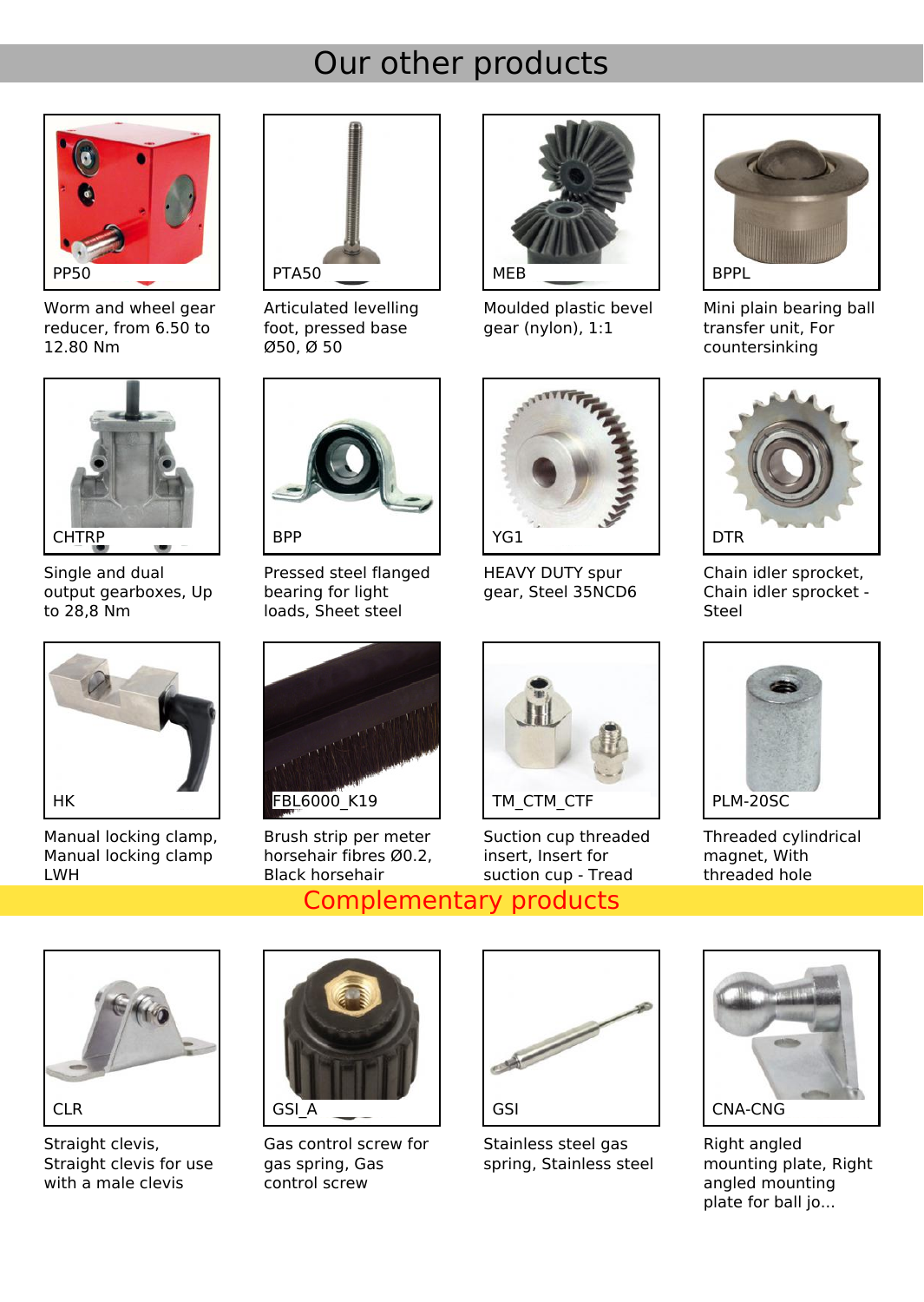# Our other products

PP50

Worm and wheel gear reducer, from 6.50 to 12.80 Nm

PTA50

Articulated levelling foot, pressed base Ø50, Ø 50

MEB

Moulded plastic bevel gear (nylon), 1:1

BPPL

Mini plain bearing ball transfer unit, For countersinking

CHTRP

Single and dual output gearboxes, Up to 28,8 Nm

BPP

Pressed steel flanged bearing for light loads, Sheet steel

YG1

HEAVY DUTY spur gear, Steel 35NCD6

DTR

Chain idler sprocket, Chain idler sprocket - Steel

HK

Manual locking clamp, Manual locking clamp LWH

FBL6000_K19

Brush strip per meter horsehair fibres Ø0.2, Black horsehair

TM_CTM_CTF

Suction cup threaded insert, Insert for suction cup - Tread

PLM-20SC

Threaded cylindrical magnet, With threaded hole

# Complementary products

CLR

Straight clevis, Straight clevis for use with a male clevis

GSI_A

Gas control screw for gas spring, Gas control screw

GSI

Stainless steel gas spring, Stainless steel

CNA-CNG

Right angled mounting plate, Right angled mounting plate for ball jo...